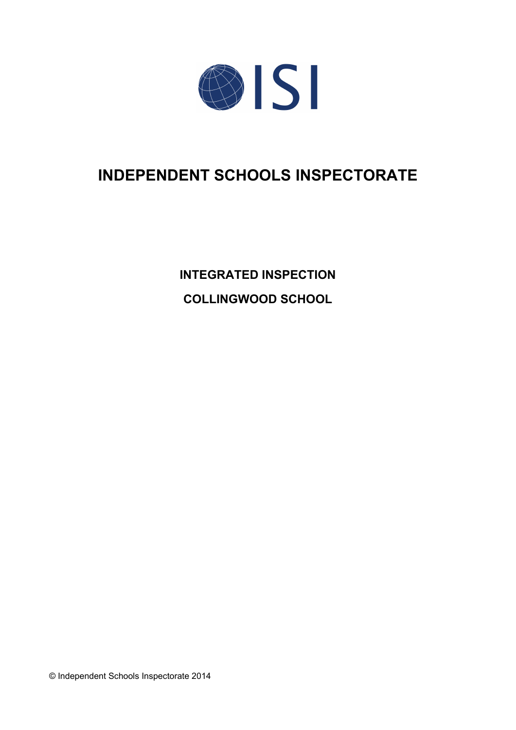ISI

# INDEPENDENT SCHOOLS INSPECTORATE

**INTEGRATED INSPECTION**

**COLLINGWOOD SCHOOL**

© Independent Schools Inspectorate 2014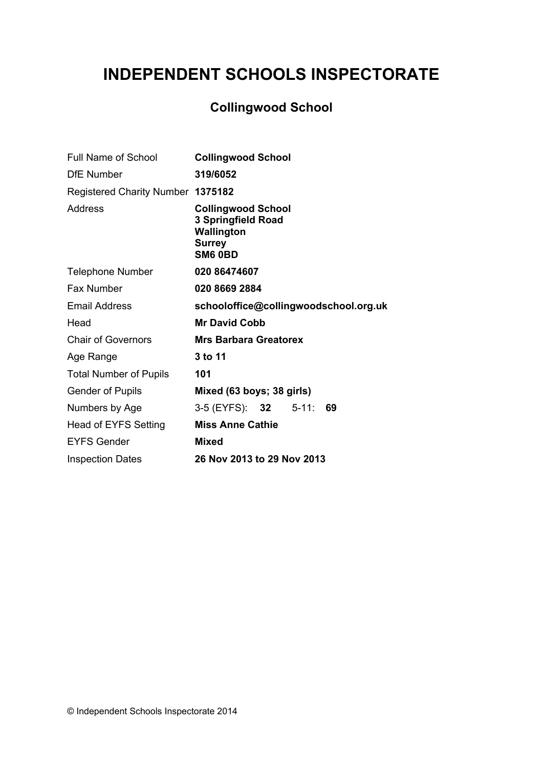# INDEPENDENT SCHOOLS INSPECTORATE

## Collingwood School

| | |
|---|---|
| Full Name of School | **Collingwood School** |
| DfE Number | **319/6052** |
| Registered Charity Number | **1375182** |
| Address | **Collingwood School**<br>**3 Springfield Road**<br>**Wallington**<br>**Surrey**<br>**SM6 0BD** |
| Telephone Number | **020 86474607** |
| Fax Number | **020 8669 2884** |
| Email Address | **schooloffice@collingwoodschool.org.uk** |
| Head | **Mr David Cobb** |
| Chair of Governors | **Mrs Barbara Greatorex** |
| Age Range | **3 to 11** |
| Total Number of Pupils | **101** |
| Gender of Pupils | **Mixed (63 boys; 38 girls)** |
| Numbers by Age | 3-5 (EYFS): **32** 5-11: **69** |
| Head of EYFS Setting | **Miss Anne Cathie** |
| EYFS Gender | **Mixed** |
| Inspection Dates | **26 Nov 2013 to 29 Nov 2013** |

© Independent Schools Inspectorate 2014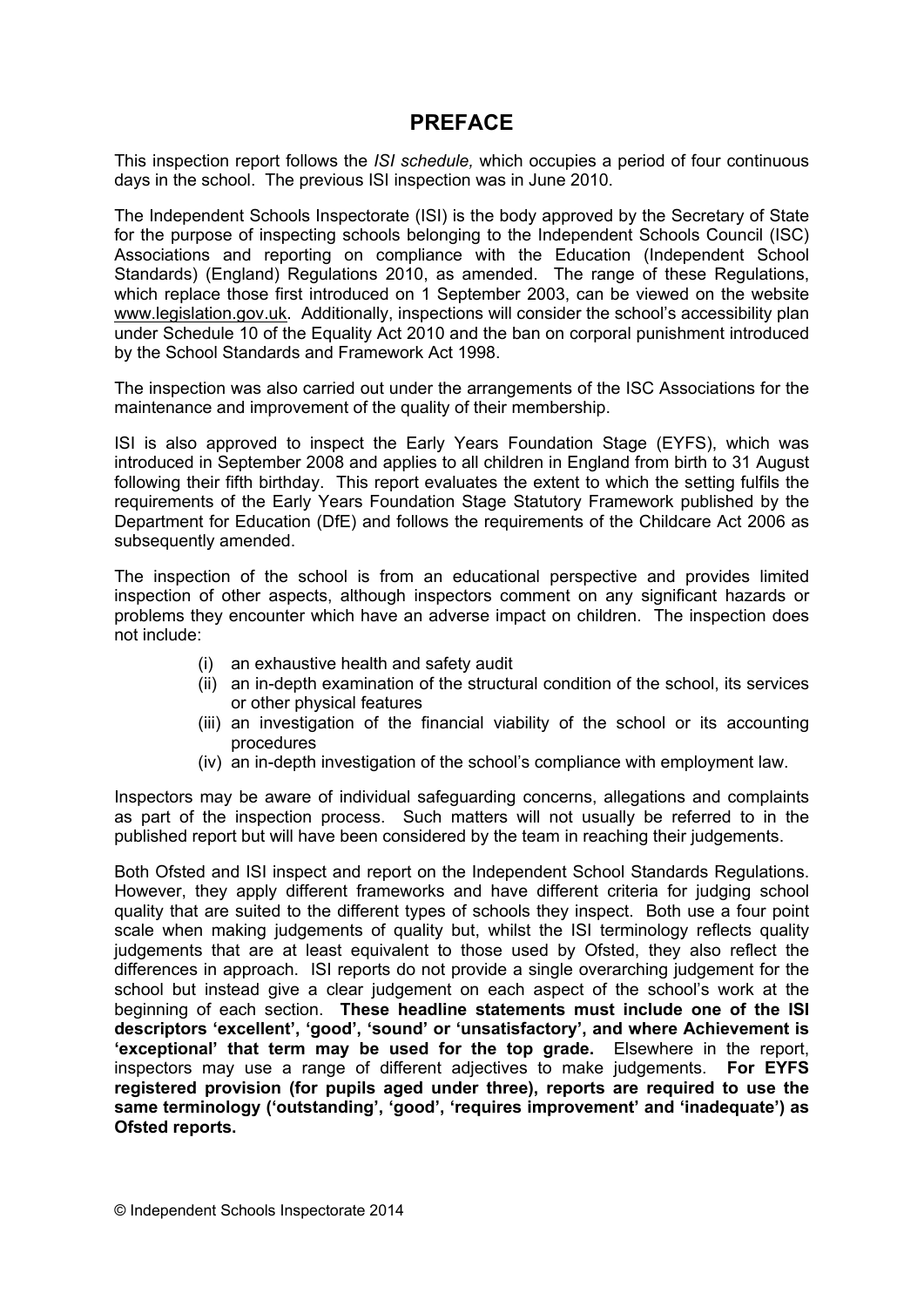# PREFACE

This inspection report follows the *ISI schedule,* which occupies a period of four continuous days in the school. The previous ISI inspection was in June 2010.

The Independent Schools Inspectorate (ISI) is the body approved by the Secretary of State for the purpose of inspecting schools belonging to the Independent Schools Council (ISC) Associations and reporting on compliance with the Education (Independent School Standards) (England) Regulations 2010, as amended. The range of these Regulations, which replace those first introduced on 1 September 2003, can be viewed on the website www.legislation.gov.uk. Additionally, inspections will consider the school's accessibility plan under Schedule 10 of the Equality Act 2010 and the ban on corporal punishment introduced by the School Standards and Framework Act 1998.

The inspection was also carried out under the arrangements of the ISC Associations for the maintenance and improvement of the quality of their membership.

ISI is also approved to inspect the Early Years Foundation Stage (EYFS), which was introduced in September 2008 and applies to all children in England from birth to 31 August following their fifth birthday. This report evaluates the extent to which the setting fulfils the requirements of the Early Years Foundation Stage Statutory Framework published by the Department for Education (DfE) and follows the requirements of the Childcare Act 2006 as subsequently amended.

The inspection of the school is from an educational perspective and provides limited inspection of other aspects, although inspectors comment on any significant hazards or problems they encounter which have an adverse impact on children. The inspection does not include:

(i) an exhaustive health and safety audit
(ii) an in-depth examination of the structural condition of the school, its services or other physical features
(iii) an investigation of the financial viability of the school or its accounting procedures
(iv) an in-depth investigation of the school's compliance with employment law.

Inspectors may be aware of individual safeguarding concerns, allegations and complaints as part of the inspection process. Such matters will not usually be referred to in the published report but will have been considered by the team in reaching their judgements.

Both Ofsted and ISI inspect and report on the Independent School Standards Regulations. However, they apply different frameworks and have different criteria for judging school quality that are suited to the different types of schools they inspect. Both use a four point scale when making judgements of quality but, whilst the ISI terminology reflects quality judgements that are at least equivalent to those used by Ofsted, they also reflect the differences in approach. ISI reports do not provide a single overarching judgement for the school but instead give a clear judgement on each aspect of the school's work at the beginning of each section. **These headline statements must include one of the ISI descriptors 'excellent', 'good', 'sound' or 'unsatisfactory', and where Achievement is 'exceptional' that term may be used for the top grade.** Elsewhere in the report, inspectors may use a range of different adjectives to make judgements. **For EYFS registered provision (for pupils aged under three), reports are required to use the same terminology ('outstanding', 'good', 'requires improvement' and 'inadequate') as Ofsted reports.**

© Independent Schools Inspectorate 2014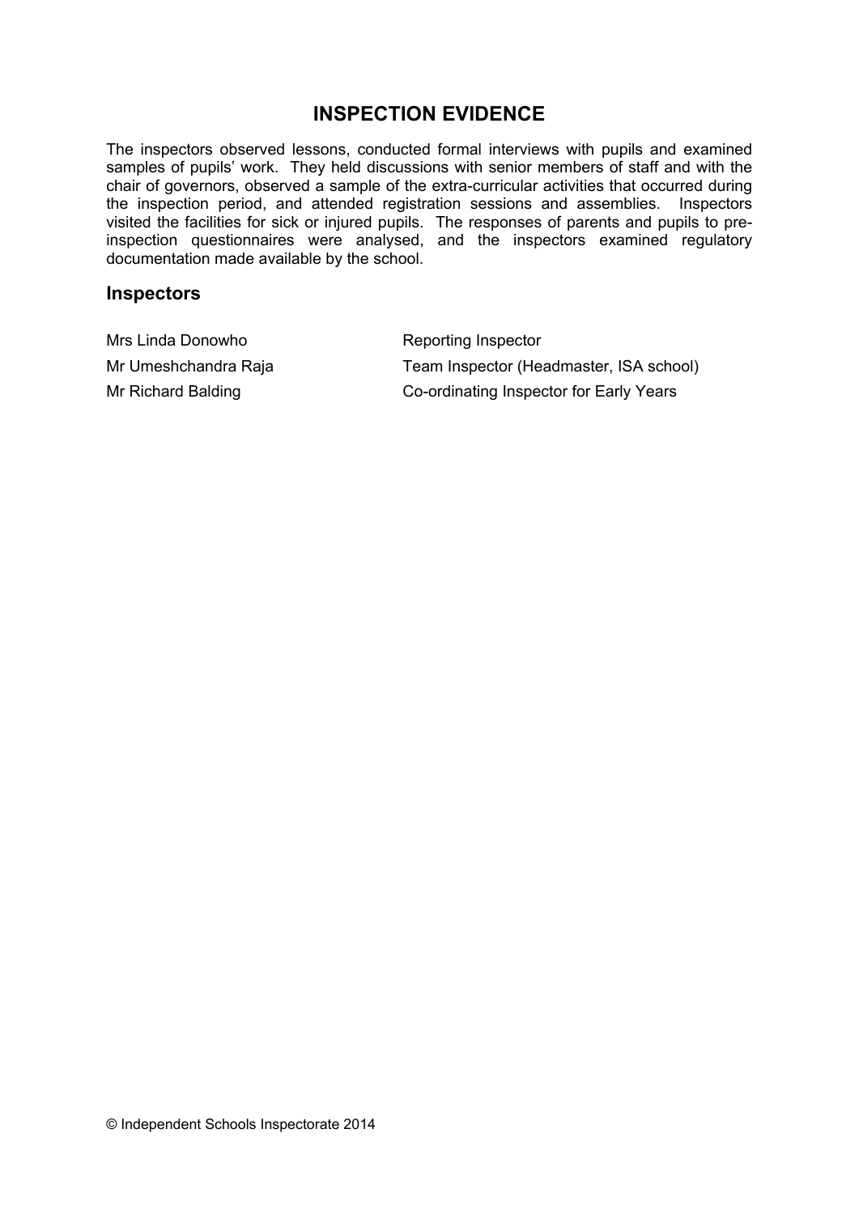## INSPECTION EVIDENCE

The inspectors observed lessons, conducted formal interviews with pupils and examined samples of pupils' work. They held discussions with senior members of staff and with the chair of governors, observed a sample of the extra-curricular activities that occurred during the inspection period, and attended registration sessions and assemblies. Inspectors visited the facilities for sick or injured pupils. The responses of parents and pupils to pre-inspection questionnaires were analysed, and the inspectors examined regulatory documentation made available by the school.

### Inspectors

| | |
|---|---|
| Mrs Linda Donowho | Reporting Inspector |
| Mr Umeshchandra Raja | Team Inspector (Headmaster, ISA school) |
| Mr Richard Balding | Co-ordinating Inspector for Early Years |

© Independent Schools Inspectorate 2014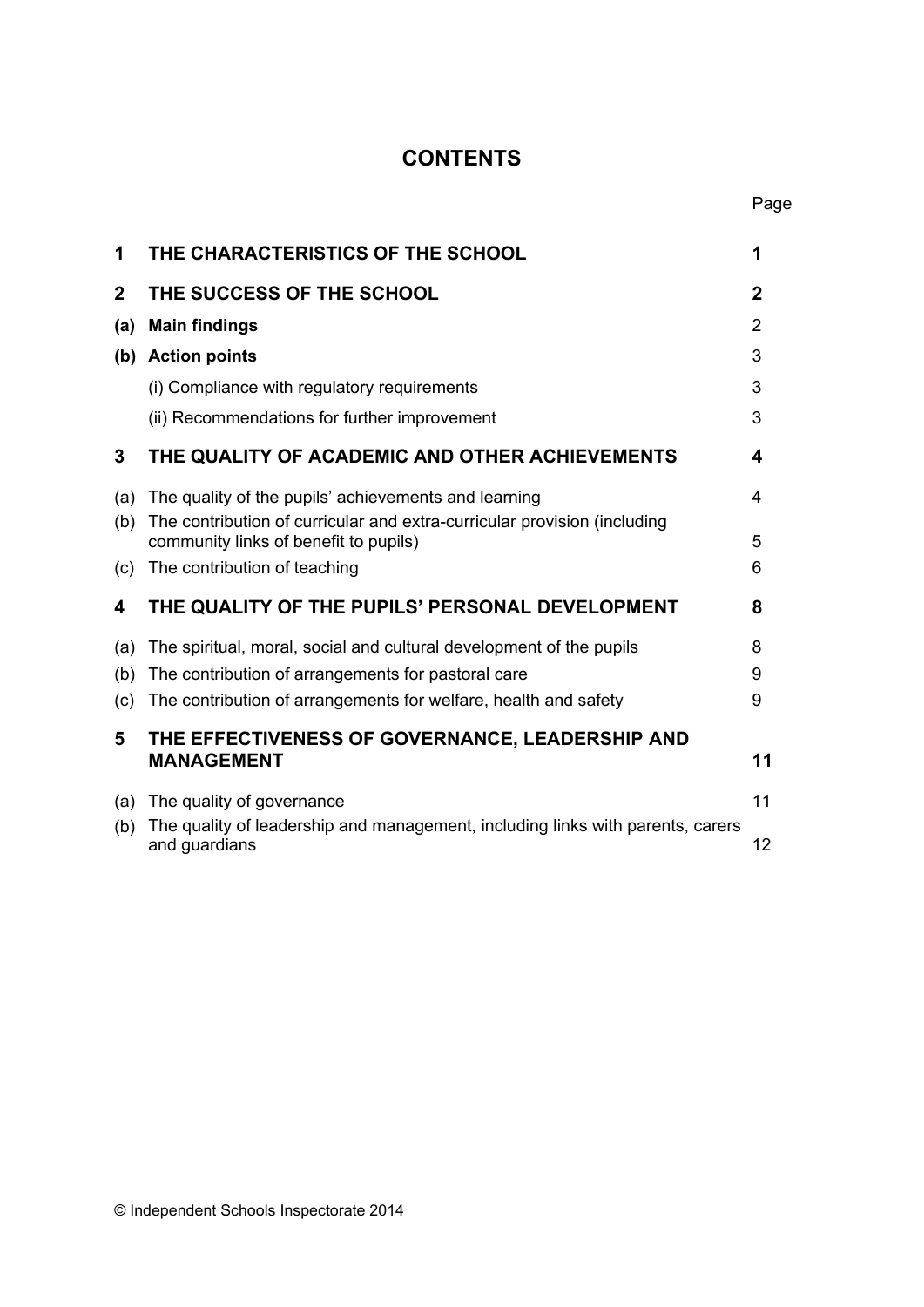# CONTENTS

| | | Page |
|---|---|---|
| **1** | **THE CHARACTERISTICS OF THE SCHOOL** | **1** |
| **2** | **THE SUCCESS OF THE SCHOOL** | **2** |
| **(a)** | **Main findings** | 2 |
| **(b)** | **Action points** | 3 |
| | (i) Compliance with regulatory requirements | 3 |
| | (ii) Recommendations for further improvement | 3 |
| **3** | **THE QUALITY OF ACADEMIC AND OTHER ACHIEVEMENTS** | **4** |
| (a) | The quality of the pupils' achievements and learning | 4 |
| (b) | The contribution of curricular and extra-curricular provision (including community links of benefit to pupils) | 5 |
| (c) | The contribution of teaching | 6 |
| **4** | **THE QUALITY OF THE PUPILS' PERSONAL DEVELOPMENT** | **8** |
| (a) | The spiritual, moral, social and cultural development of the pupils | 8 |
| (b) | The contribution of arrangements for pastoral care | 9 |
| (c) | The contribution of arrangements for welfare, health and safety | 9 |
| **5** | **THE EFFECTIVENESS OF GOVERNANCE, LEADERSHIP AND MANAGEMENT** | **11** |
| (a) | The quality of governance | 11 |
| (b) | The quality of leadership and management, including links with parents, carers and guardians | 12 |

© Independent Schools Inspectorate 2014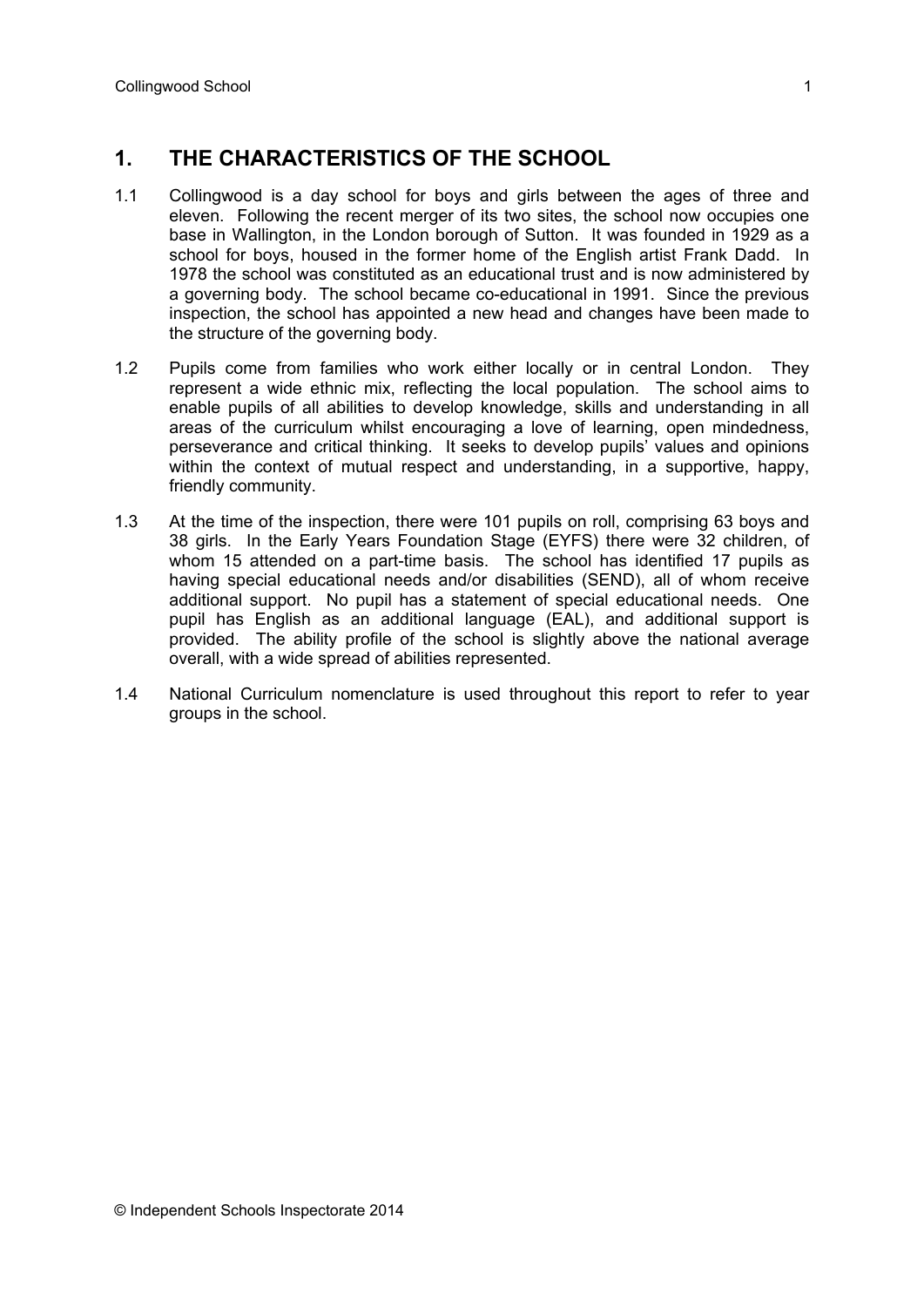## 1. THE CHARACTERISTICS OF THE SCHOOL

1.1 Collingwood is a day school for boys and girls between the ages of three and eleven. Following the recent merger of its two sites, the school now occupies one base in Wallington, in the London borough of Sutton. It was founded in 1929 as a school for boys, housed in the former home of the English artist Frank Dadd. In 1978 the school was constituted as an educational trust and is now administered by a governing body. The school became co-educational in 1991. Since the previous inspection, the school has appointed a new head and changes have been made to the structure of the governing body.

1.2 Pupils come from families who work either locally or in central London. They represent a wide ethnic mix, reflecting the local population. The school aims to enable pupils of all abilities to develop knowledge, skills and understanding in all areas of the curriculum whilst encouraging a love of learning, open mindedness, perseverance and critical thinking. It seeks to develop pupils' values and opinions within the context of mutual respect and understanding, in a supportive, happy, friendly community.

1.3 At the time of the inspection, there were 101 pupils on roll, comprising 63 boys and 38 girls. In the Early Years Foundation Stage (EYFS) there were 32 children, of whom 15 attended on a part-time basis. The school has identified 17 pupils as having special educational needs and/or disabilities (SEND), all of whom receive additional support. No pupil has a statement of special educational needs. One pupil has English as an additional language (EAL), and additional support is provided. The ability profile of the school is slightly above the national average overall, with a wide spread of abilities represented.

1.4 National Curriculum nomenclature is used throughout this report to refer to year groups in the school.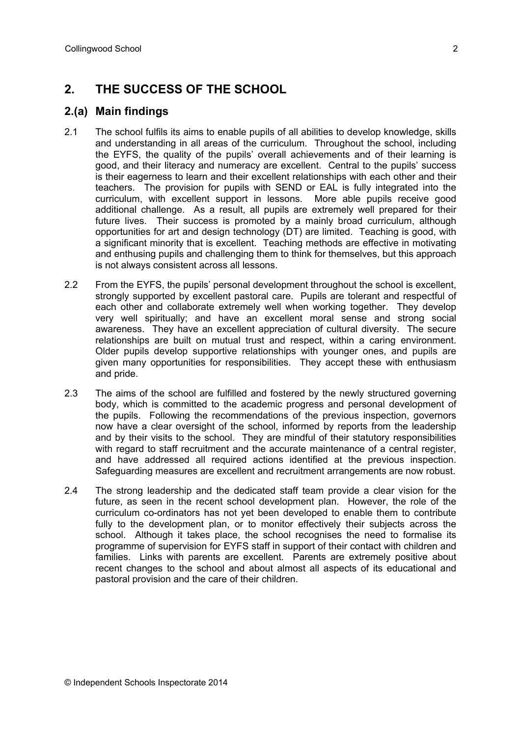## 2. THE SUCCESS OF THE SCHOOL

### 2.(a) Main findings

2.1 The school fulfils its aims to enable pupils of all abilities to develop knowledge, skills and understanding in all areas of the curriculum. Throughout the school, including the EYFS, the quality of the pupils' overall achievements and of their learning is good, and their literacy and numeracy are excellent. Central to the pupils' success is their eagerness to learn and their excellent relationships with each other and their teachers. The provision for pupils with SEND or EAL is fully integrated into the curriculum, with excellent support in lessons. More able pupils receive good additional challenge. As a result, all pupils are extremely well prepared for their future lives. Their success is promoted by a mainly broad curriculum, although opportunities for art and design technology (DT) are limited. Teaching is good, with a significant minority that is excellent. Teaching methods are effective in motivating and enthusing pupils and challenging them to think for themselves, but this approach is not always consistent across all lessons.

2.2 From the EYFS, the pupils' personal development throughout the school is excellent, strongly supported by excellent pastoral care. Pupils are tolerant and respectful of each other and collaborate extremely well when working together. They develop very well spiritually; and have an excellent moral sense and strong social awareness. They have an excellent appreciation of cultural diversity. The secure relationships are built on mutual trust and respect, within a caring environment. Older pupils develop supportive relationships with younger ones, and pupils are given many opportunities for responsibilities. They accept these with enthusiasm and pride.

2.3 The aims of the school are fulfilled and fostered by the newly structured governing body, which is committed to the academic progress and personal development of the pupils. Following the recommendations of the previous inspection, governors now have a clear oversight of the school, informed by reports from the leadership and by their visits to the school. They are mindful of their statutory responsibilities with regard to staff recruitment and the accurate maintenance of a central register, and have addressed all required actions identified at the previous inspection. Safeguarding measures are excellent and recruitment arrangements are now robust.

2.4 The strong leadership and the dedicated staff team provide a clear vision for the future, as seen in the recent school development plan. However, the role of the curriculum co-ordinators has not yet been developed to enable them to contribute fully to the development plan, or to monitor effectively their subjects across the school. Although it takes place, the school recognises the need to formalise its programme of supervision for EYFS staff in support of their contact with children and families. Links with parents are excellent. Parents are extremely positive about recent changes to the school and about almost all aspects of its educational and pastoral provision and the care of their children.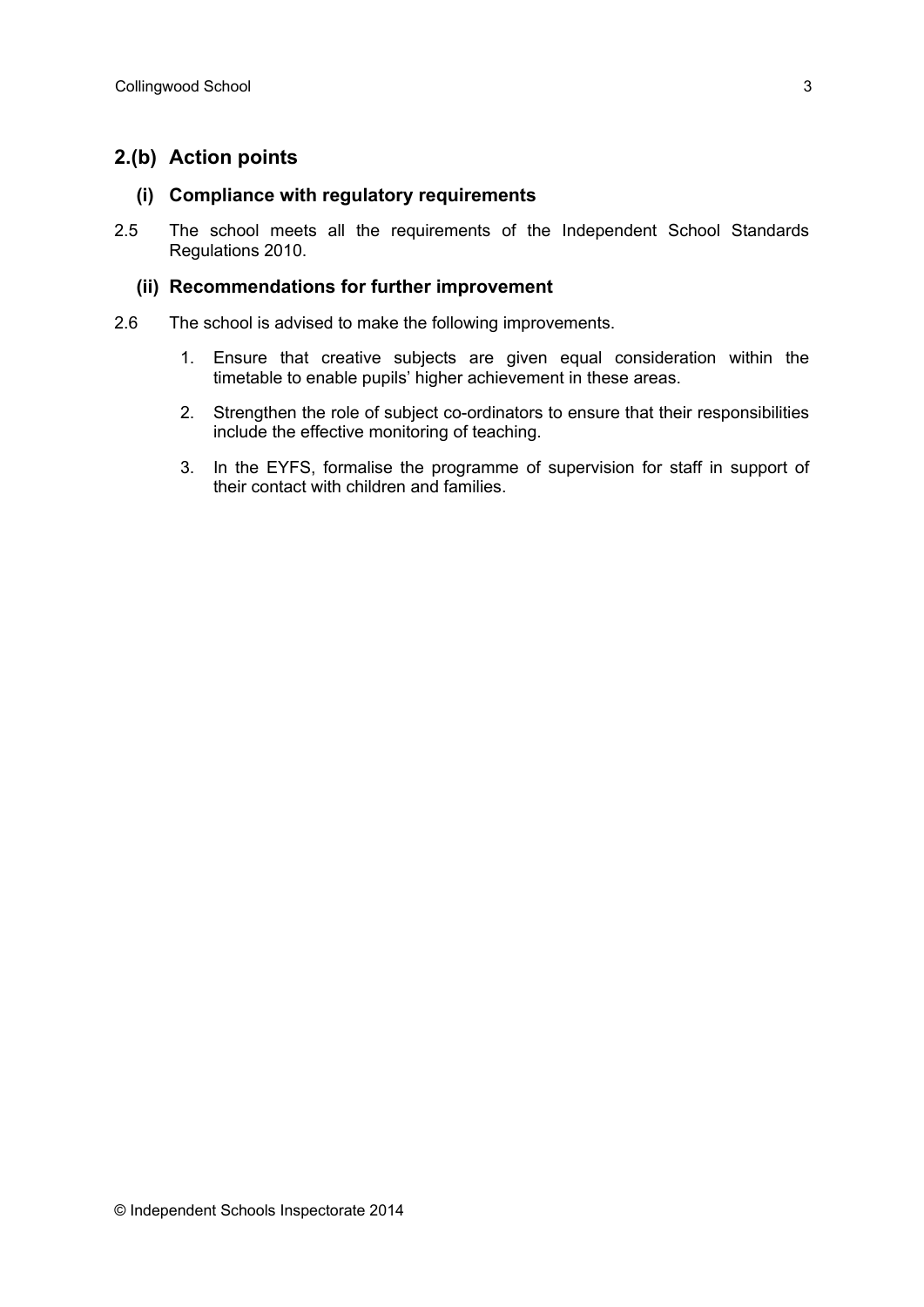## 2.(b) Action points

### (i) Compliance with regulatory requirements

2.5 The school meets all the requirements of the Independent School Standards Regulations 2010.

### (ii) Recommendations for further improvement

2.6 The school is advised to make the following improvements.

1. Ensure that creative subjects are given equal consideration within the timetable to enable pupils' higher achievement in these areas.
2. Strengthen the role of subject co-ordinators to ensure that their responsibilities include the effective monitoring of teaching.
3. In the EYFS, formalise the programme of supervision for staff in support of their contact with children and families.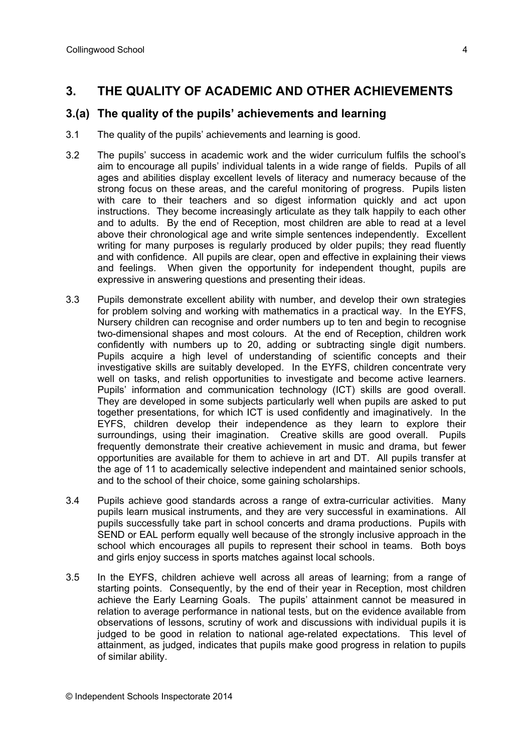## 3. THE QUALITY OF ACADEMIC AND OTHER ACHIEVEMENTS

### 3.(a) The quality of the pupils' achievements and learning

3.1 The quality of the pupils' achievements and learning is good.

3.2 The pupils' success in academic work and the wider curriculum fulfils the school's aim to encourage all pupils' individual talents in a wide range of fields. Pupils of all ages and abilities display excellent levels of literacy and numeracy because of the strong focus on these areas, and the careful monitoring of progress. Pupils listen with care to their teachers and so digest information quickly and act upon instructions. They become increasingly articulate as they talk happily to each other and to adults. By the end of Reception, most children are able to read at a level above their chronological age and write simple sentences independently. Excellent writing for many purposes is regularly produced by older pupils; they read fluently and with confidence. All pupils are clear, open and effective in explaining their views and feelings. When given the opportunity for independent thought, pupils are expressive in answering questions and presenting their ideas.

3.3 Pupils demonstrate excellent ability with number, and develop their own strategies for problem solving and working with mathematics in a practical way. In the EYFS, Nursery children can recognise and order numbers up to ten and begin to recognise two-dimensional shapes and most colours. At the end of Reception, children work confidently with numbers up to 20, adding or subtracting single digit numbers. Pupils acquire a high level of understanding of scientific concepts and their investigative skills are suitably developed. In the EYFS, children concentrate very well on tasks, and relish opportunities to investigate and become active learners. Pupils' information and communication technology (ICT) skills are good overall. They are developed in some subjects particularly well when pupils are asked to put together presentations, for which ICT is used confidently and imaginatively. In the EYFS, children develop their independence as they learn to explore their surroundings, using their imagination. Creative skills are good overall. Pupils frequently demonstrate their creative achievement in music and drama, but fewer opportunities are available for them to achieve in art and DT. All pupils transfer at the age of 11 to academically selective independent and maintained senior schools, and to the school of their choice, some gaining scholarships.

3.4 Pupils achieve good standards across a range of extra-curricular activities. Many pupils learn musical instruments, and they are very successful in examinations. All pupils successfully take part in school concerts and drama productions. Pupils with SEND or EAL perform equally well because of the strongly inclusive approach in the school which encourages all pupils to represent their school in teams. Both boys and girls enjoy success in sports matches against local schools.

3.5 In the EYFS, children achieve well across all areas of learning; from a range of starting points. Consequently, by the end of their year in Reception, most children achieve the Early Learning Goals. The pupils' attainment cannot be measured in relation to average performance in national tests, but on the evidence available from observations of lessons, scrutiny of work and discussions with individual pupils it is judged to be good in relation to national age-related expectations. This level of attainment, as judged, indicates that pupils make good progress in relation to pupils of similar ability.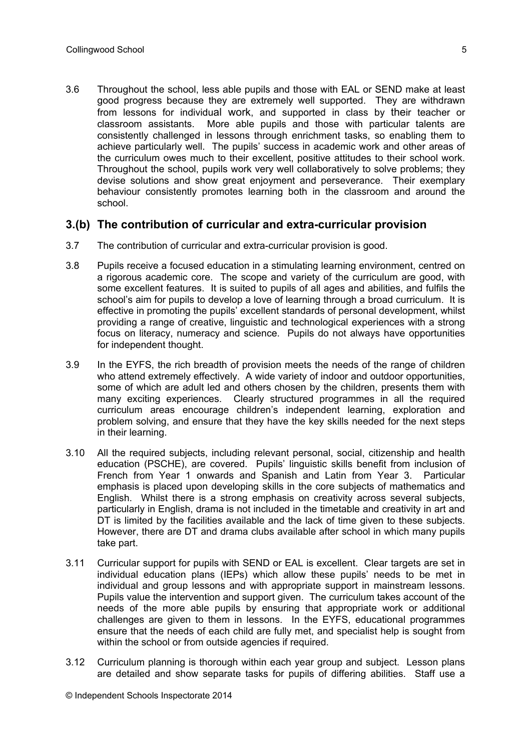3.6 Throughout the school, less able pupils and those with EAL or SEND make at least good progress because they are extremely well supported. They are withdrawn from lessons for individual work, and supported in class by their teacher or classroom assistants. More able pupils and those with particular talents are consistently challenged in lessons through enrichment tasks, so enabling them to achieve particularly well. The pupils' success in academic work and other areas of the curriculum owes much to their excellent, positive attitudes to their school work. Throughout the school, pupils work very well collaboratively to solve problems; they devise solutions and show great enjoyment and perseverance. Their exemplary behaviour consistently promotes learning both in the classroom and around the school.

## 3.(b) The contribution of curricular and extra-curricular provision

3.7 The contribution of curricular and extra-curricular provision is good.

3.8 Pupils receive a focused education in a stimulating learning environment, centred on a rigorous academic core. The scope and variety of the curriculum are good, with some excellent features. It is suited to pupils of all ages and abilities, and fulfils the school's aim for pupils to develop a love of learning through a broad curriculum. It is effective in promoting the pupils' excellent standards of personal development, whilst providing a range of creative, linguistic and technological experiences with a strong focus on literacy, numeracy and science. Pupils do not always have opportunities for independent thought.

3.9 In the EYFS, the rich breadth of provision meets the needs of the range of children who attend extremely effectively. A wide variety of indoor and outdoor opportunities, some of which are adult led and others chosen by the children, presents them with many exciting experiences. Clearly structured programmes in all the required curriculum areas encourage children's independent learning, exploration and problem solving, and ensure that they have the key skills needed for the next steps in their learning.

3.10 All the required subjects, including relevant personal, social, citizenship and health education (PSCHE), are covered. Pupils' linguistic skills benefit from inclusion of French from Year 1 onwards and Spanish and Latin from Year 3. Particular emphasis is placed upon developing skills in the core subjects of mathematics and English. Whilst there is a strong emphasis on creativity across several subjects, particularly in English, drama is not included in the timetable and creativity in art and DT is limited by the facilities available and the lack of time given to these subjects. However, there are DT and drama clubs available after school in which many pupils take part.

3.11 Curricular support for pupils with SEND or EAL is excellent. Clear targets are set in individual education plans (IEPs) which allow these pupils' needs to be met in individual and group lessons and with appropriate support in mainstream lessons. Pupils value the intervention and support given. The curriculum takes account of the needs of the more able pupils by ensuring that appropriate work or additional challenges are given to them in lessons. In the EYFS, educational programmes ensure that the needs of each child are fully met, and specialist help is sought from within the school or from outside agencies if required.

3.12 Curriculum planning is thorough within each year group and subject. Lesson plans are detailed and show separate tasks for pupils of differing abilities. Staff use a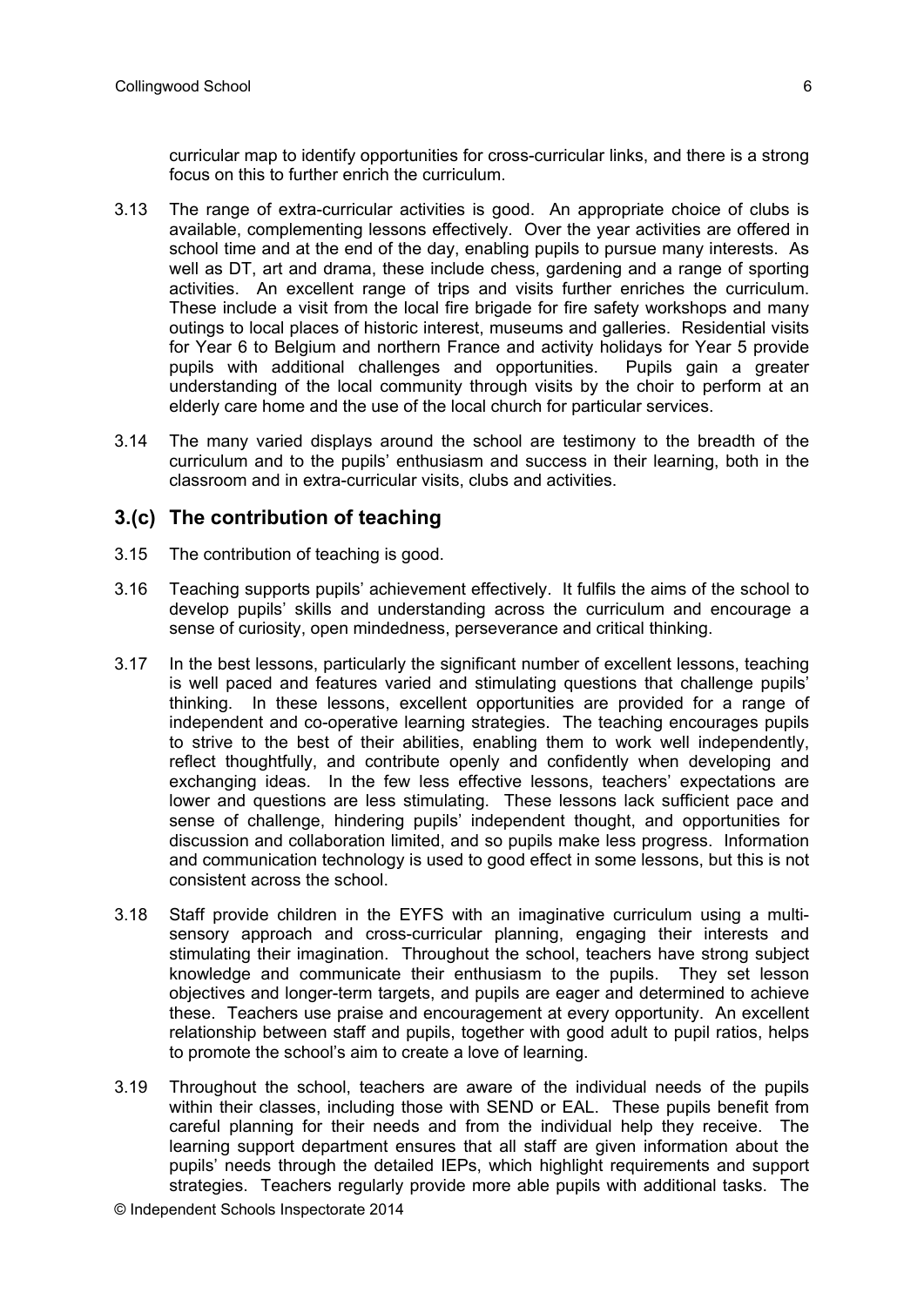curricular map to identify opportunities for cross-curricular links, and there is a strong focus on this to further enrich the curriculum.

3.13 The range of extra-curricular activities is good. An appropriate choice of clubs is available, complementing lessons effectively. Over the year activities are offered in school time and at the end of the day, enabling pupils to pursue many interests. As well as DT, art and drama, these include chess, gardening and a range of sporting activities. An excellent range of trips and visits further enriches the curriculum. These include a visit from the local fire brigade for fire safety workshops and many outings to local places of historic interest, museums and galleries. Residential visits for Year 6 to Belgium and northern France and activity holidays for Year 5 provide pupils with additional challenges and opportunities. Pupils gain a greater understanding of the local community through visits by the choir to perform at an elderly care home and the use of the local church for particular services.

3.14 The many varied displays around the school are testimony to the breadth of the curriculum and to the pupils' enthusiasm and success in their learning, both in the classroom and in extra-curricular visits, clubs and activities.

## 3.(c) The contribution of teaching

3.15 The contribution of teaching is good.

3.16 Teaching supports pupils' achievement effectively. It fulfils the aims of the school to develop pupils' skills and understanding across the curriculum and encourage a sense of curiosity, open mindedness, perseverance and critical thinking.

3.17 In the best lessons, particularly the significant number of excellent lessons, teaching is well paced and features varied and stimulating questions that challenge pupils' thinking. In these lessons, excellent opportunities are provided for a range of independent and co-operative learning strategies. The teaching encourages pupils to strive to the best of their abilities, enabling them to work well independently, reflect thoughtfully, and contribute openly and confidently when developing and exchanging ideas. In the few less effective lessons, teachers' expectations are lower and questions are less stimulating. These lessons lack sufficient pace and sense of challenge, hindering pupils' independent thought, and opportunities for discussion and collaboration limited, and so pupils make less progress. Information and communication technology is used to good effect in some lessons, but this is not consistent across the school.

3.18 Staff provide children in the EYFS with an imaginative curriculum using a multi-sensory approach and cross-curricular planning, engaging their interests and stimulating their imagination. Throughout the school, teachers have strong subject knowledge and communicate their enthusiasm to the pupils. They set lesson objectives and longer-term targets, and pupils are eager and determined to achieve these. Teachers use praise and encouragement at every opportunity. An excellent relationship between staff and pupils, together with good adult to pupil ratios, helps to promote the school's aim to create a love of learning.

3.19 Throughout the school, teachers are aware of the individual needs of the pupils within their classes, including those with SEND or EAL. These pupils benefit from careful planning for their needs and from the individual help they receive. The learning support department ensures that all staff are given information about the pupils' needs through the detailed IEPs, which highlight requirements and support strategies. Teachers regularly provide more able pupils with additional tasks. The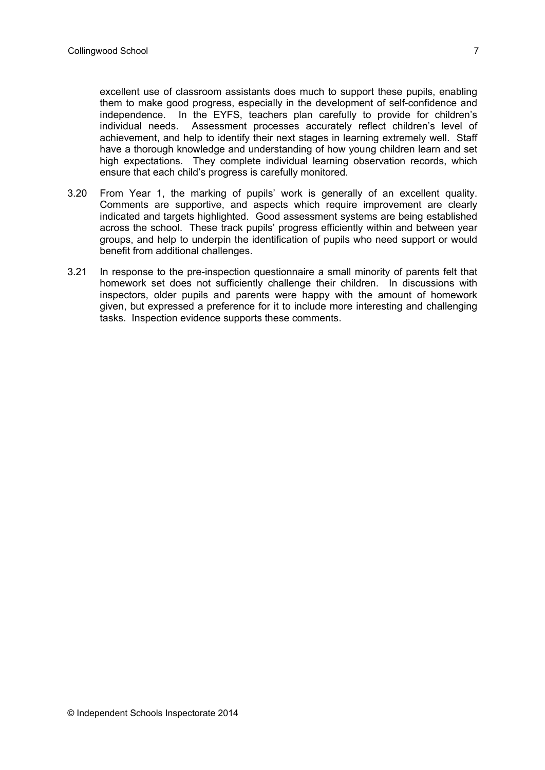excellent use of classroom assistants does much to support these pupils, enabling them to make good progress, especially in the development of self-confidence and independence. In the EYFS, teachers plan carefully to provide for children's individual needs. Assessment processes accurately reflect children's level of achievement, and help to identify their next stages in learning extremely well. Staff have a thorough knowledge and understanding of how young children learn and set high expectations. They complete individual learning observation records, which ensure that each child's progress is carefully monitored.

3.20 From Year 1, the marking of pupils' work is generally of an excellent quality. Comments are supportive, and aspects which require improvement are clearly indicated and targets highlighted. Good assessment systems are being established across the school. These track pupils' progress efficiently within and between year groups, and help to underpin the identification of pupils who need support or would benefit from additional challenges.

3.21 In response to the pre-inspection questionnaire a small minority of parents felt that homework set does not sufficiently challenge their children. In discussions with inspectors, older pupils and parents were happy with the amount of homework given, but expressed a preference for it to include more interesting and challenging tasks. Inspection evidence supports these comments.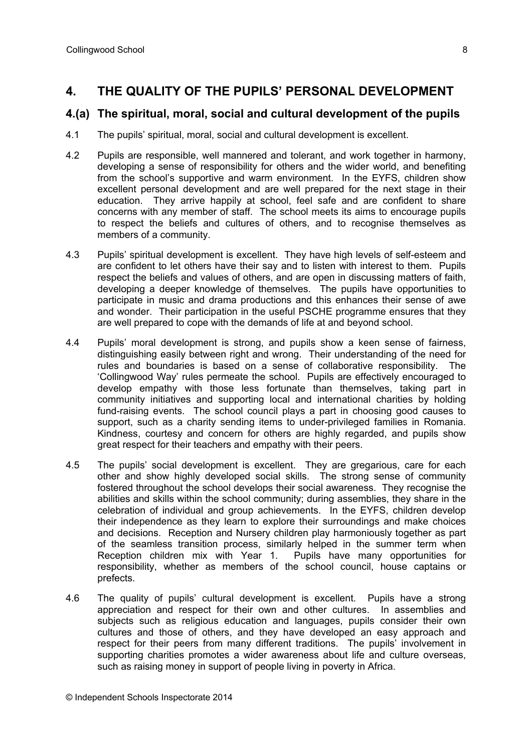## 4. THE QUALITY OF THE PUPILS' PERSONAL DEVELOPMENT

### 4.(a) The spiritual, moral, social and cultural development of the pupils

4.1 The pupils' spiritual, moral, social and cultural development is excellent.

4.2 Pupils are responsible, well mannered and tolerant, and work together in harmony, developing a sense of responsibility for others and the wider world, and benefiting from the school's supportive and warm environment. In the EYFS, children show excellent personal development and are well prepared for the next stage in their education. They arrive happily at school, feel safe and are confident to share concerns with any member of staff. The school meets its aims to encourage pupils to respect the beliefs and cultures of others, and to recognise themselves as members of a community.

4.3 Pupils' spiritual development is excellent. They have high levels of self-esteem and are confident to let others have their say and to listen with interest to them. Pupils respect the beliefs and values of others, and are open in discussing matters of faith, developing a deeper knowledge of themselves. The pupils have opportunities to participate in music and drama productions and this enhances their sense of awe and wonder. Their participation in the useful PSCHE programme ensures that they are well prepared to cope with the demands of life at and beyond school.

4.4 Pupils' moral development is strong, and pupils show a keen sense of fairness, distinguishing easily between right and wrong. Their understanding of the need for rules and boundaries is based on a sense of collaborative responsibility. The 'Collingwood Way' rules permeate the school. Pupils are effectively encouraged to develop empathy with those less fortunate than themselves, taking part in community initiatives and supporting local and international charities by holding fund-raising events. The school council plays a part in choosing good causes to support, such as a charity sending items to under-privileged families in Romania. Kindness, courtesy and concern for others are highly regarded, and pupils show great respect for their teachers and empathy with their peers.

4.5 The pupils' social development is excellent. They are gregarious, care for each other and show highly developed social skills. The strong sense of community fostered throughout the school develops their social awareness. They recognise the abilities and skills within the school community; during assemblies, they share in the celebration of individual and group achievements. In the EYFS, children develop their independence as they learn to explore their surroundings and make choices and decisions. Reception and Nursery children play harmoniously together as part of the seamless transition process, similarly helped in the summer term when Reception children mix with Year 1. Pupils have many opportunities for responsibility, whether as members of the school council, house captains or prefects.

4.6 The quality of pupils' cultural development is excellent. Pupils have a strong appreciation and respect for their own and other cultures. In assemblies and subjects such as religious education and languages, pupils consider their own cultures and those of others, and they have developed an easy approach and respect for their peers from many different traditions. The pupils' involvement in supporting charities promotes a wider awareness about life and culture overseas, such as raising money in support of people living in poverty in Africa.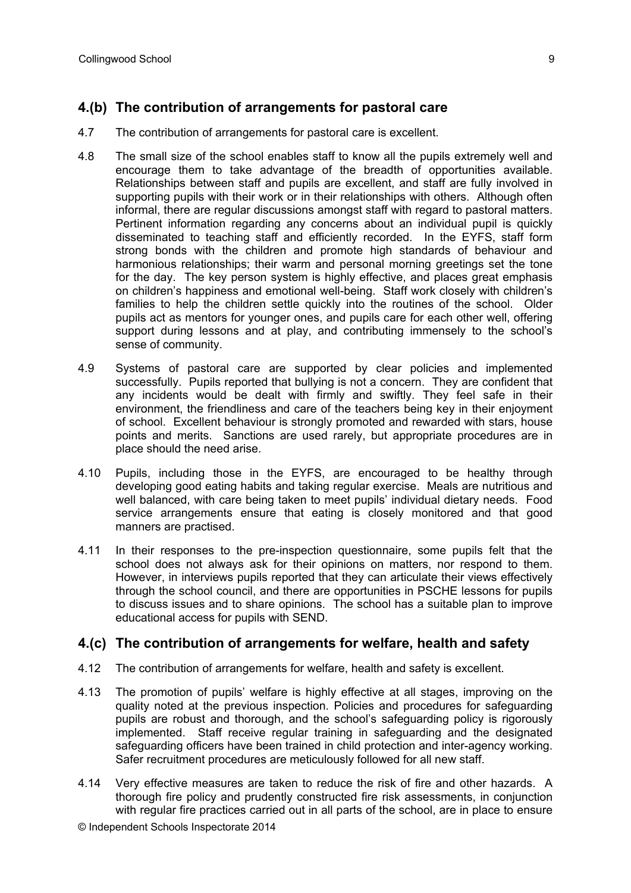## 4.(b) The contribution of arrangements for pastoral care

4.7 The contribution of arrangements for pastoral care is excellent.

4.8 The small size of the school enables staff to know all the pupils extremely well and encourage them to take advantage of the breadth of opportunities available. Relationships between staff and pupils are excellent, and staff are fully involved in supporting pupils with their work or in their relationships with others. Although often informal, there are regular discussions amongst staff with regard to pastoral matters. Pertinent information regarding any concerns about an individual pupil is quickly disseminated to teaching staff and efficiently recorded. In the EYFS, staff form strong bonds with the children and promote high standards of behaviour and harmonious relationships; their warm and personal morning greetings set the tone for the day. The key person system is highly effective, and places great emphasis on children's happiness and emotional well-being. Staff work closely with children's families to help the children settle quickly into the routines of the school. Older pupils act as mentors for younger ones, and pupils care for each other well, offering support during lessons and at play, and contributing immensely to the school's sense of community.

4.9 Systems of pastoral care are supported by clear policies and implemented successfully. Pupils reported that bullying is not a concern. They are confident that any incidents would be dealt with firmly and swiftly. They feel safe in their environment, the friendliness and care of the teachers being key in their enjoyment of school. Excellent behaviour is strongly promoted and rewarded with stars, house points and merits. Sanctions are used rarely, but appropriate procedures are in place should the need arise.

4.10 Pupils, including those in the EYFS, are encouraged to be healthy through developing good eating habits and taking regular exercise. Meals are nutritious and well balanced, with care being taken to meet pupils' individual dietary needs. Food service arrangements ensure that eating is closely monitored and that good manners are practised.

4.11 In their responses to the pre-inspection questionnaire, some pupils felt that the school does not always ask for their opinions on matters, nor respond to them. However, in interviews pupils reported that they can articulate their views effectively through the school council, and there are opportunities in PSCHE lessons for pupils to discuss issues and to share opinions. The school has a suitable plan to improve educational access for pupils with SEND.

## 4.(c) The contribution of arrangements for welfare, health and safety

4.12 The contribution of arrangements for welfare, health and safety is excellent.

4.13 The promotion of pupils' welfare is highly effective at all stages, improving on the quality noted at the previous inspection. Policies and procedures for safeguarding pupils are robust and thorough, and the school's safeguarding policy is rigorously implemented. Staff receive regular training in safeguarding and the designated safeguarding officers have been trained in child protection and inter-agency working. Safer recruitment procedures are meticulously followed for all new staff.

4.14 Very effective measures are taken to reduce the risk of fire and other hazards. A thorough fire policy and prudently constructed fire risk assessments, in conjunction with regular fire practices carried out in all parts of the school, are in place to ensure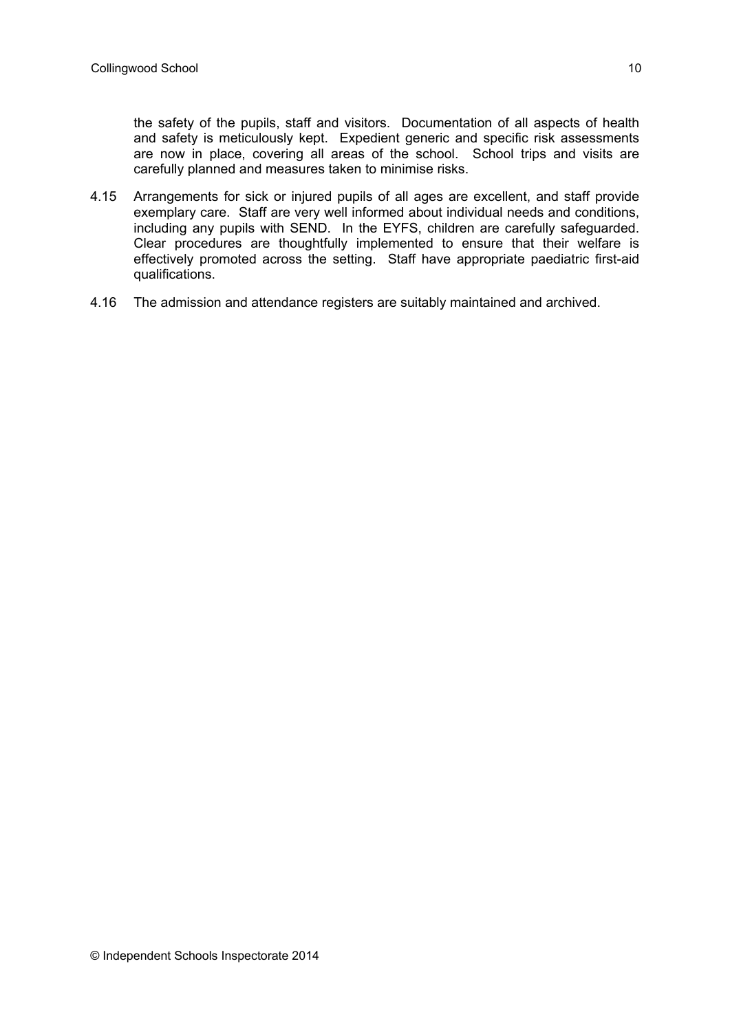the safety of the pupils, staff and visitors. Documentation of all aspects of health and safety is meticulously kept. Expedient generic and specific risk assessments are now in place, covering all areas of the school. School trips and visits are carefully planned and measures taken to minimise risks.

4.15 Arrangements for sick or injured pupils of all ages are excellent, and staff provide exemplary care. Staff are very well informed about individual needs and conditions, including any pupils with SEND. In the EYFS, children are carefully safeguarded. Clear procedures are thoughtfully implemented to ensure that their welfare is effectively promoted across the setting. Staff have appropriate paediatric first-aid qualifications.

4.16 The admission and attendance registers are suitably maintained and archived.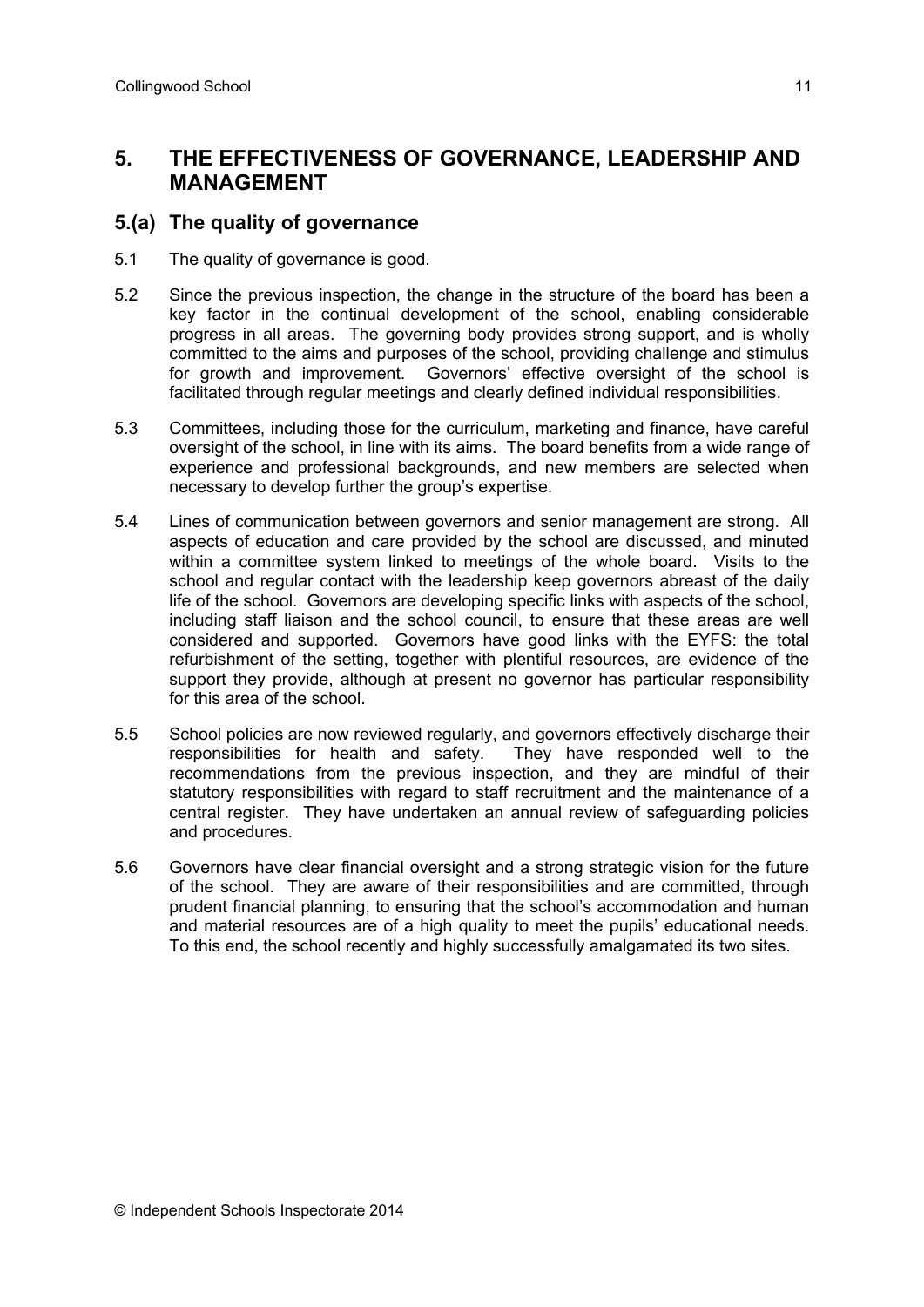## 5. THE EFFECTIVENESS OF GOVERNANCE, LEADERSHIP AND MANAGEMENT

### 5.(a) The quality of governance

5.1 The quality of governance is good.

5.2 Since the previous inspection, the change in the structure of the board has been a key factor in the continual development of the school, enabling considerable progress in all areas. The governing body provides strong support, and is wholly committed to the aims and purposes of the school, providing challenge and stimulus for growth and improvement. Governors' effective oversight of the school is facilitated through regular meetings and clearly defined individual responsibilities.

5.3 Committees, including those for the curriculum, marketing and finance, have careful oversight of the school, in line with its aims. The board benefits from a wide range of experience and professional backgrounds, and new members are selected when necessary to develop further the group's expertise.

5.4 Lines of communication between governors and senior management are strong. All aspects of education and care provided by the school are discussed, and minuted within a committee system linked to meetings of the whole board. Visits to the school and regular contact with the leadership keep governors abreast of the daily life of the school. Governors are developing specific links with aspects of the school, including staff liaison and the school council, to ensure that these areas are well considered and supported. Governors have good links with the EYFS: the total refurbishment of the setting, together with plentiful resources, are evidence of the support they provide, although at present no governor has particular responsibility for this area of the school.

5.5 School policies are now reviewed regularly, and governors effectively discharge their responsibilities for health and safety. They have responded well to the recommendations from the previous inspection, and they are mindful of their statutory responsibilities with regard to staff recruitment and the maintenance of a central register. They have undertaken an annual review of safeguarding policies and procedures.

5.6 Governors have clear financial oversight and a strong strategic vision for the future of the school. They are aware of their responsibilities and are committed, through prudent financial planning, to ensuring that the school's accommodation and human and material resources are of a high quality to meet the pupils' educational needs. To this end, the school recently and highly successfully amalgamated its two sites.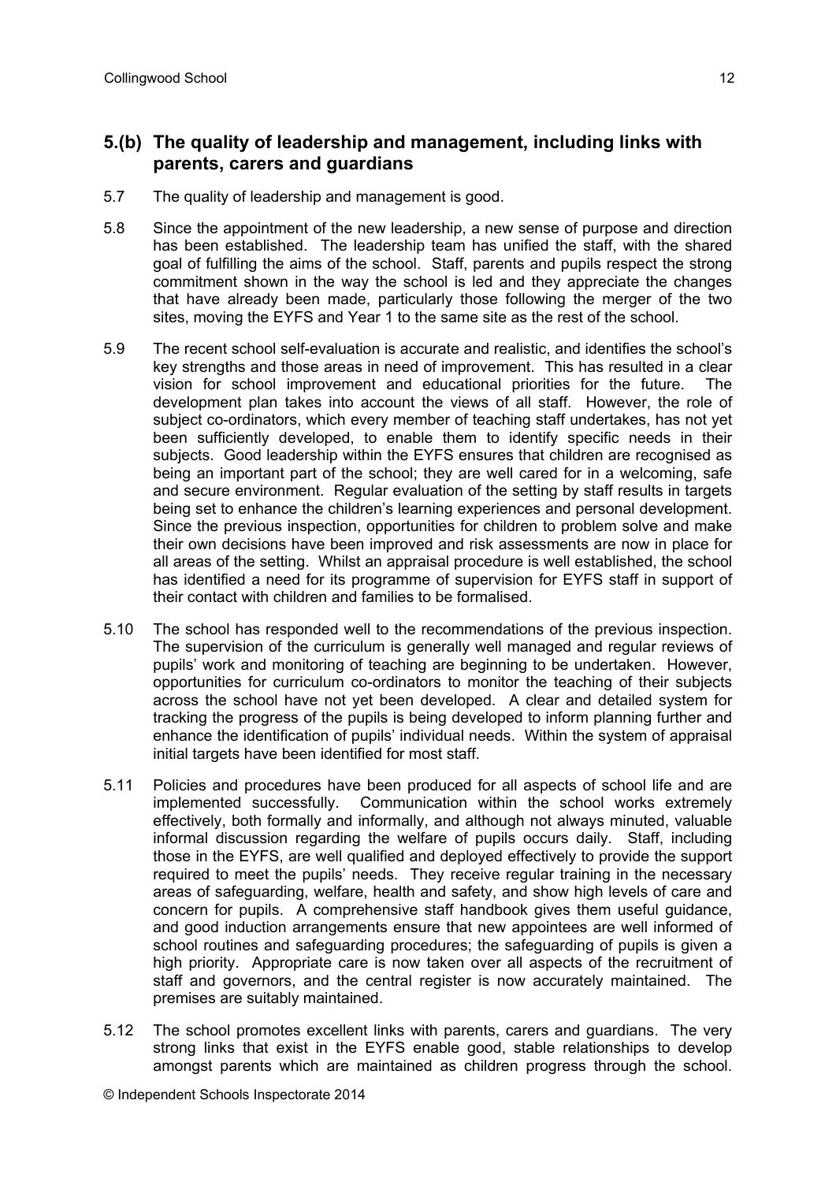## 5.(b) The quality of leadership and management, including links with parents, carers and guardians

5.7 The quality of leadership and management is good.

5.8 Since the appointment of the new leadership, a new sense of purpose and direction has been established. The leadership team has unified the staff, with the shared goal of fulfilling the aims of the school. Staff, parents and pupils respect the strong commitment shown in the way the school is led and they appreciate the changes that have already been made, particularly those following the merger of the two sites, moving the EYFS and Year 1 to the same site as the rest of the school.

5.9 The recent school self-evaluation is accurate and realistic, and identifies the school's key strengths and those areas in need of improvement. This has resulted in a clear vision for school improvement and educational priorities for the future. The development plan takes into account the views of all staff. However, the role of subject co-ordinators, which every member of teaching staff undertakes, has not yet been sufficiently developed, to enable them to identify specific needs in their subjects. Good leadership within the EYFS ensures that children are recognised as being an important part of the school; they are well cared for in a welcoming, safe and secure environment. Regular evaluation of the setting by staff results in targets being set to enhance the children's learning experiences and personal development. Since the previous inspection, opportunities for children to problem solve and make their own decisions have been improved and risk assessments are now in place for all areas of the setting. Whilst an appraisal procedure is well established, the school has identified a need for its programme of supervision for EYFS staff in support of their contact with children and families to be formalised.

5.10 The school has responded well to the recommendations of the previous inspection. The supervision of the curriculum is generally well managed and regular reviews of pupils' work and monitoring of teaching are beginning to be undertaken. However, opportunities for curriculum co-ordinators to monitor the teaching of their subjects across the school have not yet been developed. A clear and detailed system for tracking the progress of the pupils is being developed to inform planning further and enhance the identification of pupils' individual needs. Within the system of appraisal initial targets have been identified for most staff.

5.11 Policies and procedures have been produced for all aspects of school life and are implemented successfully. Communication within the school works extremely effectively, both formally and informally, and although not always minuted, valuable informal discussion regarding the welfare of pupils occurs daily. Staff, including those in the EYFS, are well qualified and deployed effectively to provide the support required to meet the pupils' needs. They receive regular training in the necessary areas of safeguarding, welfare, health and safety, and show high levels of care and concern for pupils. A comprehensive staff handbook gives them useful guidance, and good induction arrangements ensure that new appointees are well informed of school routines and safeguarding procedures; the safeguarding of pupils is given a high priority. Appropriate care is now taken over all aspects of the recruitment of staff and governors, and the central register is now accurately maintained. The premises are suitably maintained.

5.12 The school promotes excellent links with parents, carers and guardians. The very strong links that exist in the EYFS enable good, stable relationships to develop amongst parents which are maintained as children progress through the school.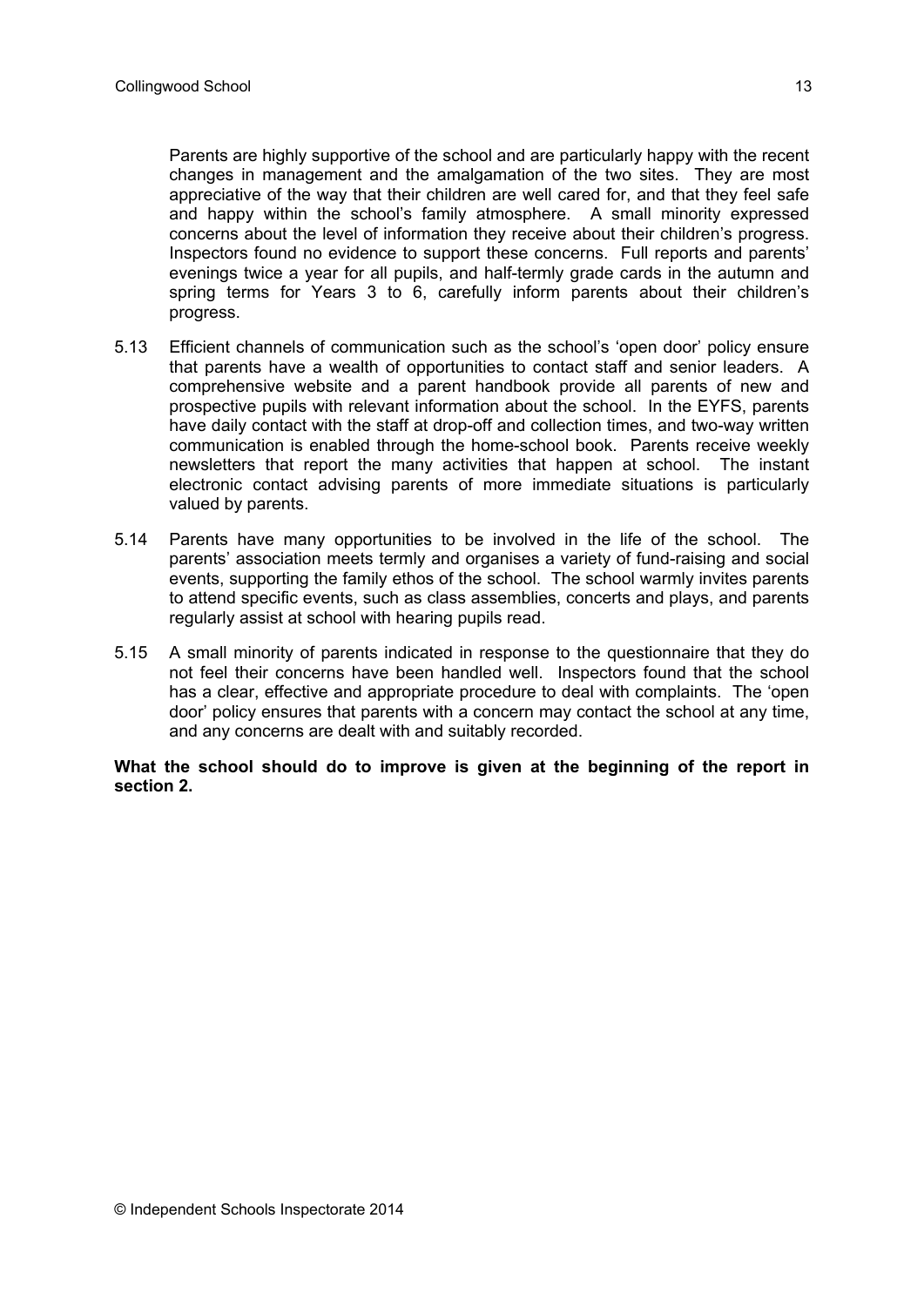Parents are highly supportive of the school and are particularly happy with the recent changes in management and the amalgamation of the two sites. They are most appreciative of the way that their children are well cared for, and that they feel safe and happy within the school's family atmosphere. A small minority expressed concerns about the level of information they receive about their children's progress. Inspectors found no evidence to support these concerns. Full reports and parents' evenings twice a year for all pupils, and half-termly grade cards in the autumn and spring terms for Years 3 to 6, carefully inform parents about their children's progress.

5.13 Efficient channels of communication such as the school's 'open door' policy ensure that parents have a wealth of opportunities to contact staff and senior leaders. A comprehensive website and a parent handbook provide all parents of new and prospective pupils with relevant information about the school. In the EYFS, parents have daily contact with the staff at drop-off and collection times, and two-way written communication is enabled through the home-school book. Parents receive weekly newsletters that report the many activities that happen at school. The instant electronic contact advising parents of more immediate situations is particularly valued by parents.

5.14 Parents have many opportunities to be involved in the life of the school. The parents' association meets termly and organises a variety of fund-raising and social events, supporting the family ethos of the school. The school warmly invites parents to attend specific events, such as class assemblies, concerts and plays, and parents regularly assist at school with hearing pupils read.

5.15 A small minority of parents indicated in response to the questionnaire that they do not feel their concerns have been handled well. Inspectors found that the school has a clear, effective and appropriate procedure to deal with complaints. The 'open door' policy ensures that parents with a concern may contact the school at any time, and any concerns are dealt with and suitably recorded.

**What the school should do to improve is given at the beginning of the report in section 2.**